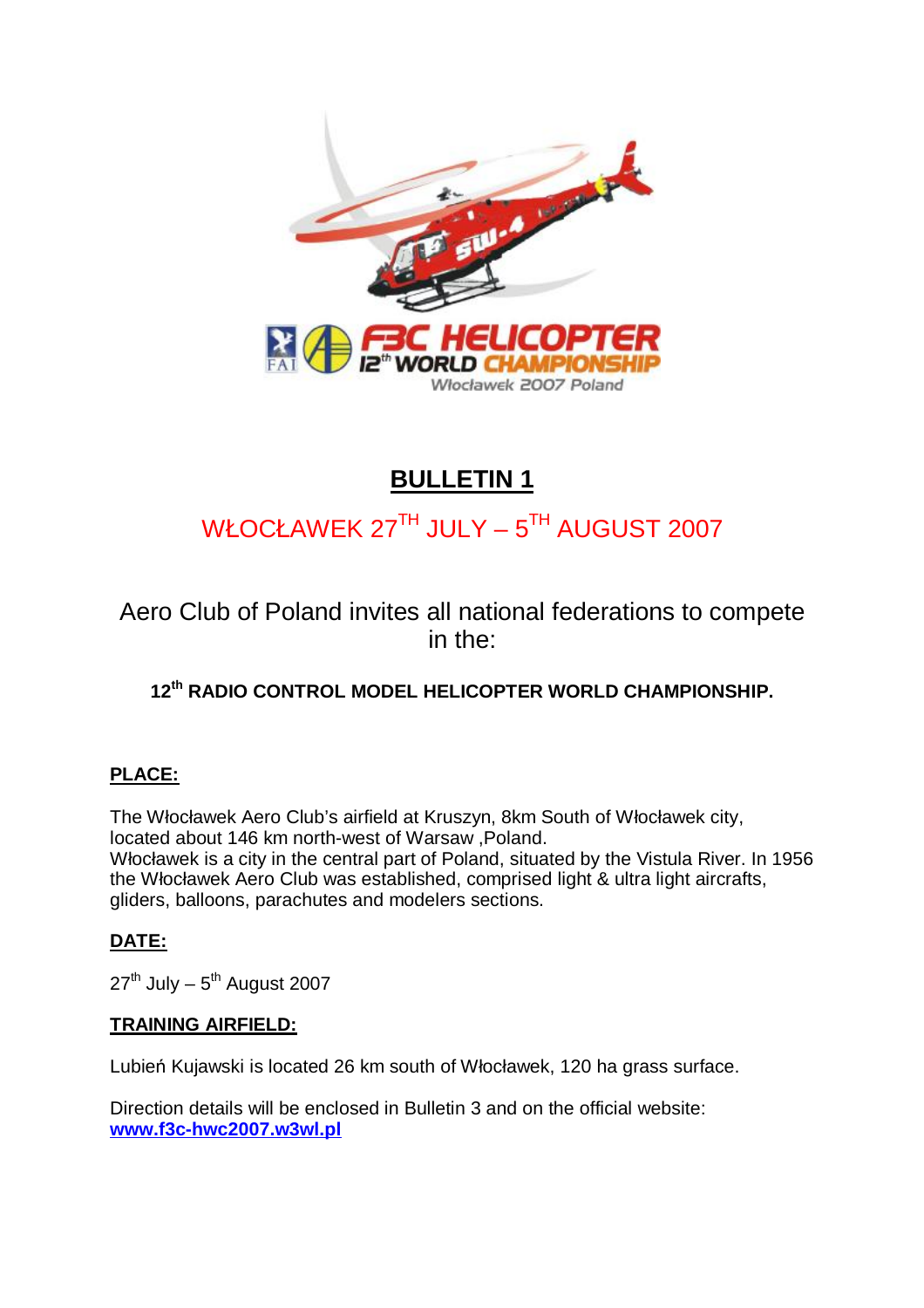# BULLETIN 1

## WŁOCŁAWEK 27TH JULY – 5TH AUGUST 2007

Aero Club of Poland invites all national federations to compete in the:

**12th RADIO CONTROL MODEL HELICOPTER WORLD CHAMPIONSHIP.**

**PLACE:**

The Włocławek Aero Club's airfield at Kruszyn, 8km South of Włocławek city, located about 146 km north-west of Warsaw ,Poland.
Włocławek is a city in the central part of Poland, situated by the Vistula River. In 1956 the Włocławek Aero Club was established, comprised light & ultra light aircrafts, gliders, balloons, parachutes and modelers sections.

**DATE:**

27th July – 5th August 2007

**TRAINING AIRFIELD:**

Lubień Kujawski is located 26 km south of Włocławek, 120 ha grass surface.

Direction details will be enclosed in Bulletin 3 and on the official website:
**www.f3c-hwc2007.w3wl.pl**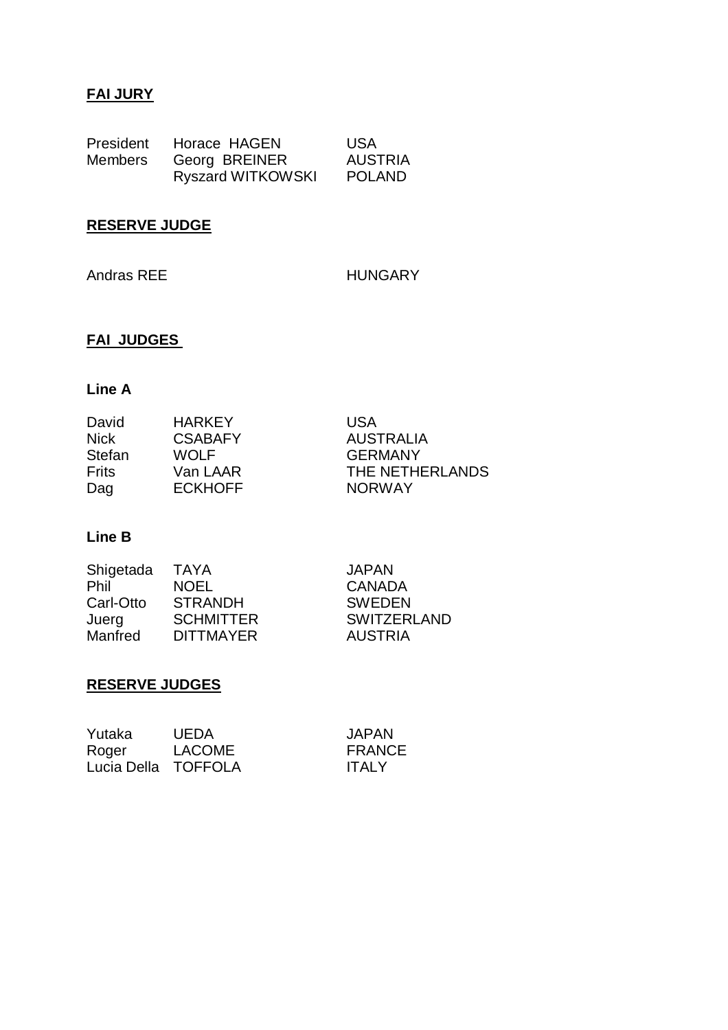## FAI JURY

| | | |
|---|---|---|
| President | Horace HAGEN | USA |
| Members | Georg BREINER | AUSTRIA |
| | Ryszard WITKOWSKI | POLAND |

## RESERVE JUDGE

Andras REE HUNGARY

## FAI JUDGES

### Line A

| | | |
|---|---|---|
| David | HARKEY | USA |
| Nick | CSABAFY | AUSTRALIA |
| Stefan | WOLF | GERMANY |
| Frits | Van LAAR | THE NETHERLANDS |
| Dag | ECKHOFF | NORWAY |

### Line B

| | | |
|---|---|---|
| Shigetada | TAYA | JAPAN |
| Phil | NOEL | CANADA |
| Carl-Otto | STRANDH | SWEDEN |
| Juerg | SCHMITTER | SWITZERLAND |
| Manfred | DITTMAYER | AUSTRIA |

## RESERVE JUDGES

| | | |
|---|---|---|
| Yutaka | UEDA | JAPAN |
| Roger | LACOME | FRANCE |
| Lucia Della | TOFFOLA | ITALY |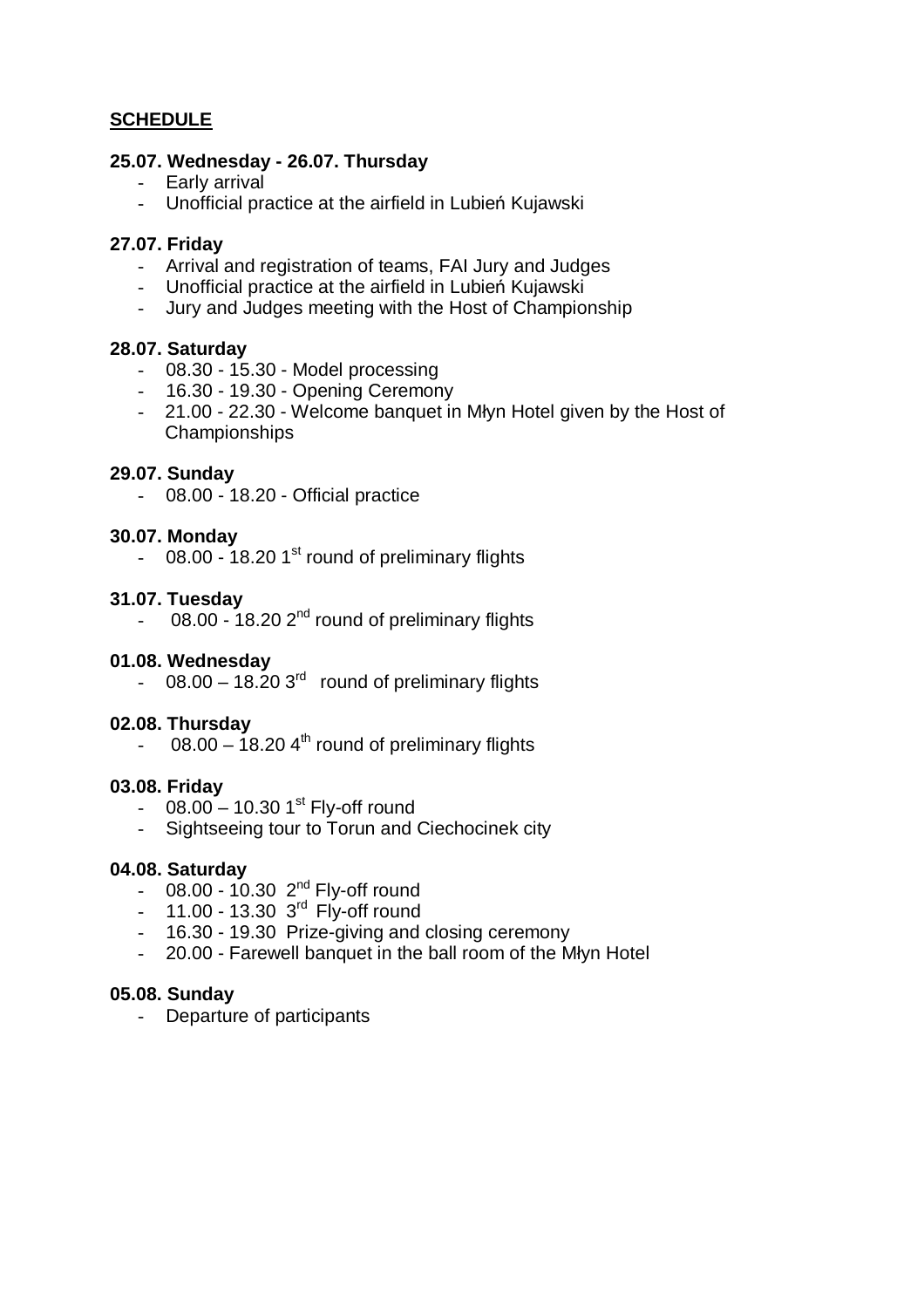**SCHEDULE**

**25.07. Wednesday - 26.07. Thursday**

- Early arrival
- Unofficial practice at the airfield in Lubień Kujawski

**27.07. Friday**

- Arrival and registration of teams, FAI Jury and Judges
- Unofficial practice at the airfield in Lubień Kujawski
- Jury and Judges meeting with the Host of Championship

**28.07. Saturday**

- 08.30 - 15.30 - Model processing
- 16.30 - 19.30 - Opening Ceremony
- 21.00 - 22.30 - Welcome banquet in Młyn Hotel given by the Host of Championships

**29.07. Sunday**

- 08.00 - 18.20 - Official practice

**30.07. Monday**

- 08.00 - 18.20 1st round of preliminary flights

**31.07. Tuesday**

- 08.00 - 18.20 2nd round of preliminary flights

**01.08. Wednesday**

- 08.00 – 18.20 3rd round of preliminary flights

**02.08. Thursday**

- 08.00 – 18.20 4th round of preliminary flights

**03.08. Friday**

- 08.00 – 10.30 1st Fly-off round
- Sightseeing tour to Torun and Ciechocinek city

**04.08. Saturday**

- 08.00 - 10.30 2nd Fly-off round
- 11.00 - 13.30 3rd Fly-off round
- 16.30 - 19.30 Prize-giving and closing ceremony
- 20.00 - Farewell banquet in the ball room of the Młyn Hotel

**05.08. Sunday**

- Departure of participants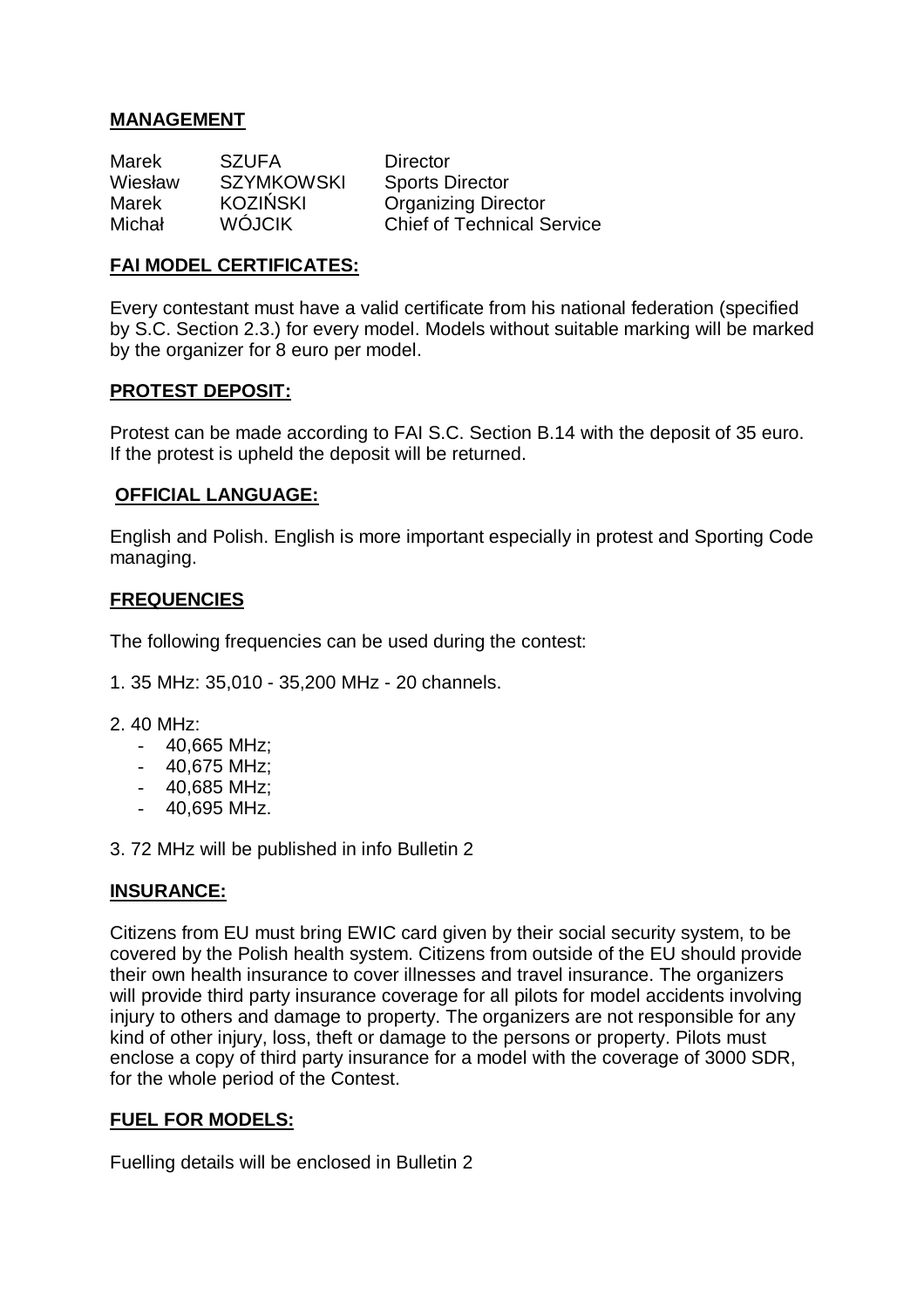**MANAGEMENT**

| | | |
|---|---|---|
| Marek | SZUFA | Director |
| Wiesław | SZYMKOWSKI | Sports Director |
| Marek | KOZIŃSKI | Organizing Director |
| Michał | WÓJCIK | Chief of Technical Service |

**FAI MODEL CERTIFICATES:**

Every contestant must have a valid certificate from his national federation (specified by S.C. Section 2.3.) for every model. Models without suitable marking will be marked by the organizer for 8 euro per model.

**PROTEST DEPOSIT:**

Protest can be made according to FAI S.C. Section B.14 with the deposit of 35 euro. If the protest is upheld the deposit will be returned.

**OFFICIAL LANGUAGE:**

English and Polish. English is more important especially in protest and Sporting Code managing.

**FREQUENCIES**

The following frequencies can be used during the contest:

1. 35 MHz: 35,010 - 35,200 MHz - 20 channels.

2. 40 MHz:
   - 40,665 MHz;
   - 40,675 MHz;
   - 40,685 MHz;
   - 40,695 MHz.

3. 72 MHz will be published in info Bulletin 2

**INSURANCE:**

Citizens from EU must bring EWIC card given by their social security system, to be covered by the Polish health system. Citizens from outside of the EU should provide their own health insurance to cover illnesses and travel insurance. The organizers will provide third party insurance coverage for all pilots for model accidents involving injury to others and damage to property. The organizers are not responsible for any kind of other injury, loss, theft or damage to the persons or property. Pilots must enclose a copy of third party insurance for a model with the coverage of 3000 SDR, for the whole period of the Contest.

**FUEL FOR MODELS:**

Fuelling details will be enclosed in Bulletin 2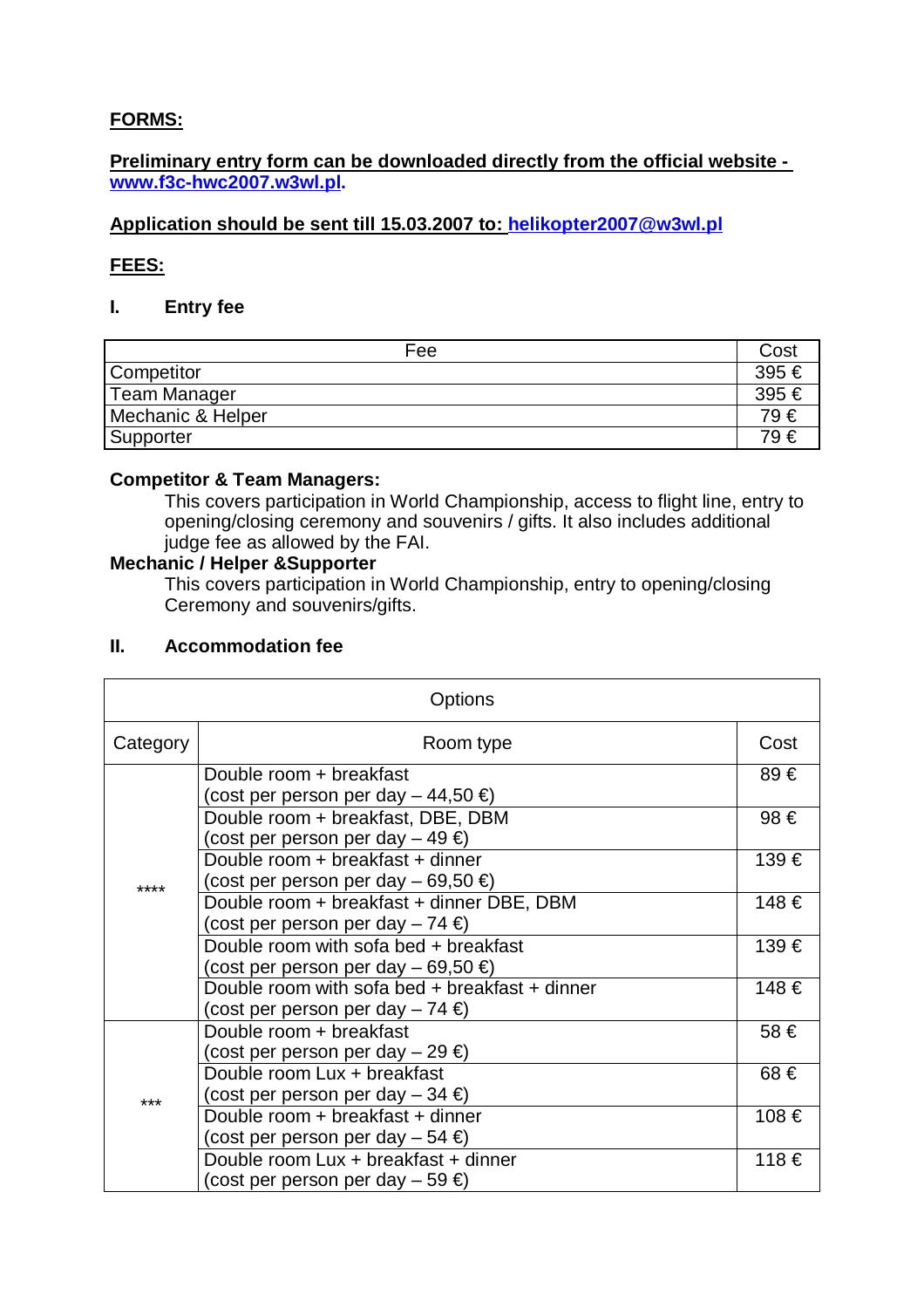**FORMS:**

**Preliminary entry form can be downloaded directly from the official website - [www.f3c-hwc2007.w3wl.pl](http://www.f3c-hwc2007.w3wl.pl).**

**Application should be sent till 15.03.2007 to: [helikopter2007@w3wl.pl](mailto:helikopter2007@w3wl.pl)**

**FEES:**

### I. Entry fee

| Fee | Cost |
|---|---|
| Competitor | 395 € |
| Team Manager | 395 € |
| Mechanic & Helper | 79 € |
| Supporter | 79 € |

**Competitor & Team Managers:**

This covers participation in World Championship, access to flight line, entry to opening/closing ceremony and souvenirs / gifts. It also includes additional judge fee as allowed by the FAI.

**Mechanic / Helper &Supporter**

This covers participation in World Championship, entry to opening/closing Ceremony and souvenirs/gifts.

### II. Accommodation fee

| Options | | |
|---|---|---|
| Category | Room type | Cost |
| **** | Double room + breakfast (cost per person per day – 44,50 €) | 89 € |
| | Double room + breakfast, DBE, DBM (cost per person per day – 49 €) | 98 € |
| | Double room + breakfast + dinner (cost per person per day – 69,50 €) | 139 € |
| | Double room + breakfast + dinner DBE, DBM (cost per person per day – 74 €) | 148 € |
| | Double room with sofa bed + breakfast (cost per person per day – 69,50 €) | 139 € |
| | Double room with sofa bed + breakfast + dinner (cost per person per day – 74 €) | 148 € |
| *** | Double room + breakfast (cost per person per day – 29 €) | 58 € |
| | Double room Lux + breakfast (cost per person per day – 34 €) | 68 € |
| | Double room + breakfast + dinner (cost per person per day – 54 €) | 108 € |
| | Double room Lux + breakfast + dinner (cost per person per day – 59 €) | 118 € |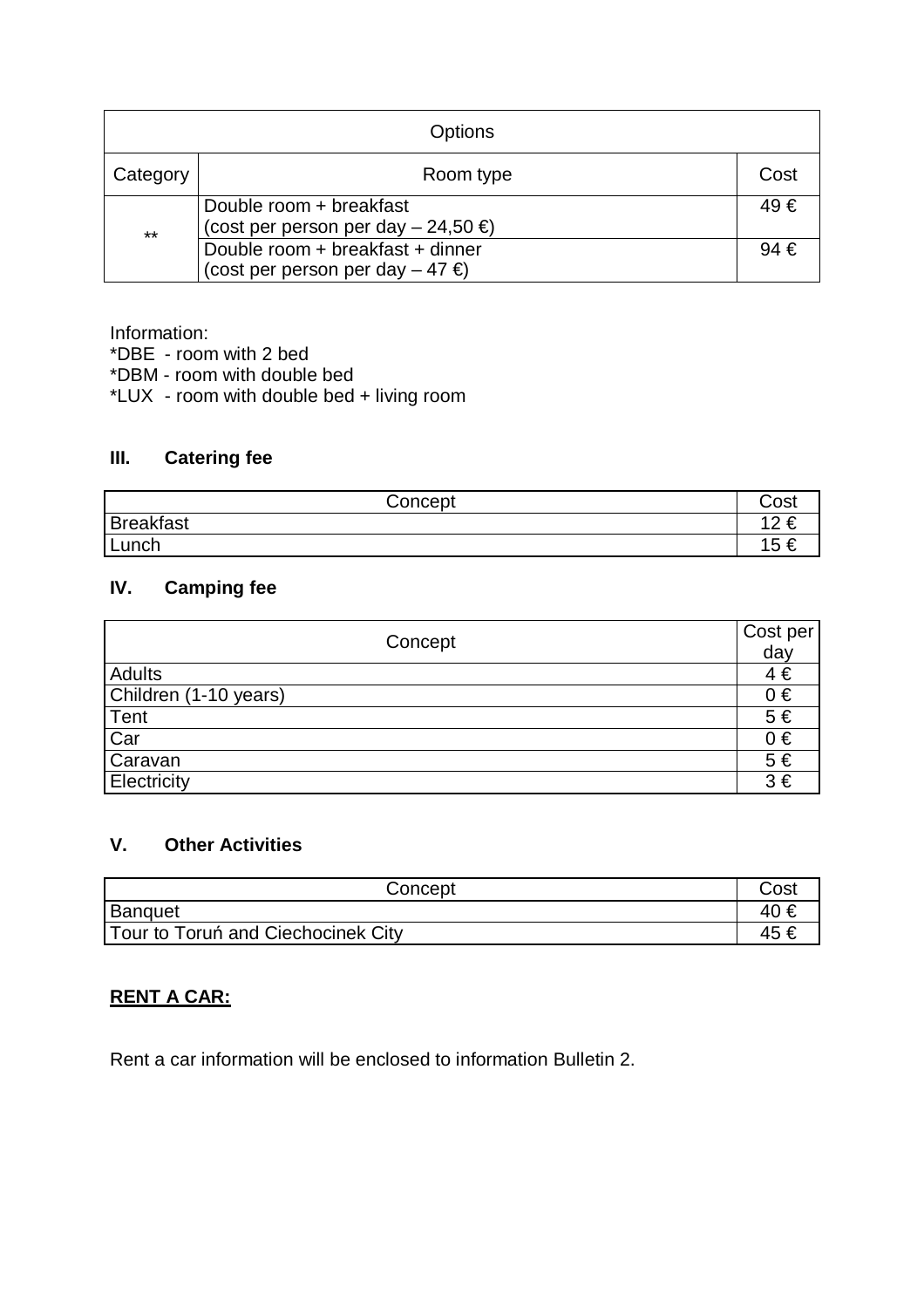| Options | | |
| --- | --- | --- |
| Category | Room type | Cost |
| ** | Double room + breakfast<br>(cost per person per day – 24,50 €) | 49 € |
| | Double room + breakfast + dinner<br>(cost per person per day – 47 €) | 94 € |

Information:

*DBE - room with 2 bed

*DBM - room with double bed

*LUX - room with double bed + living room

### III. Catering fee

| Concept | Cost |
| --- | --- |
| Breakfast | 12 € |
| Lunch | 15 € |

### IV. Camping fee

| Concept | Cost per day |
| --- | --- |
| Adults | 4 € |
| Children (1-10 years) | 0 € |
| Tent | 5 € |
| Car | 0 € |
| Caravan | 5 € |
| Electricity | 3 € |

### V. Other Activities

| Concept | Cost |
| --- | --- |
| Banquet | 40 € |
| Tour to Toruń and Ciechocinek City | 45 € |

**RENT A CAR:**

Rent a car information will be enclosed to information Bulletin 2.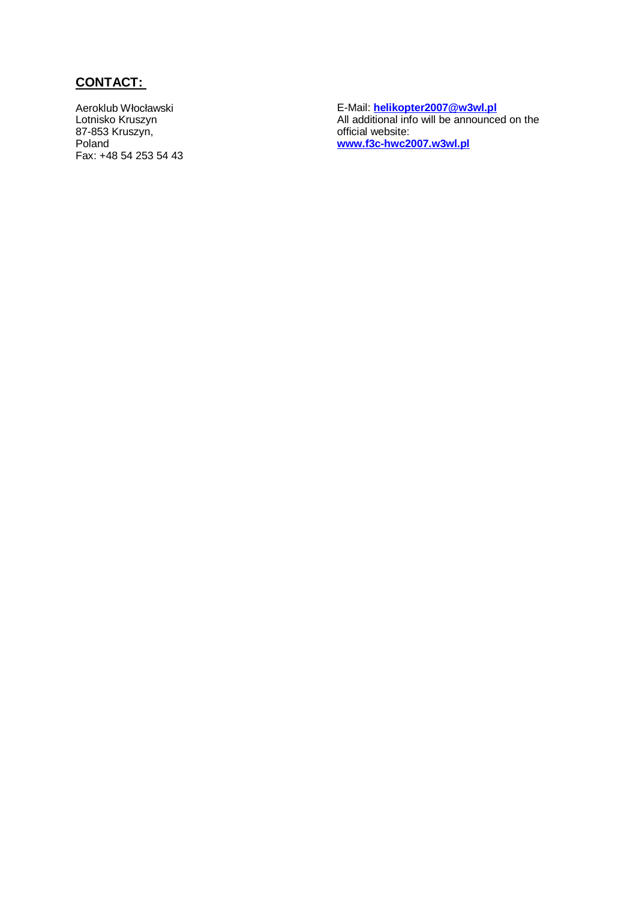## CONTACT:

Aeroklub Włocławski
Lotnisko Kruszyn
87-853 Kruszyn,
Poland
Fax: +48 54 253 54 43

E-Mail: **helikopter2007@w3wl.pl**
All additional info will be announced on the official website:
**www.f3c-hwc2007.w3wl.pl**